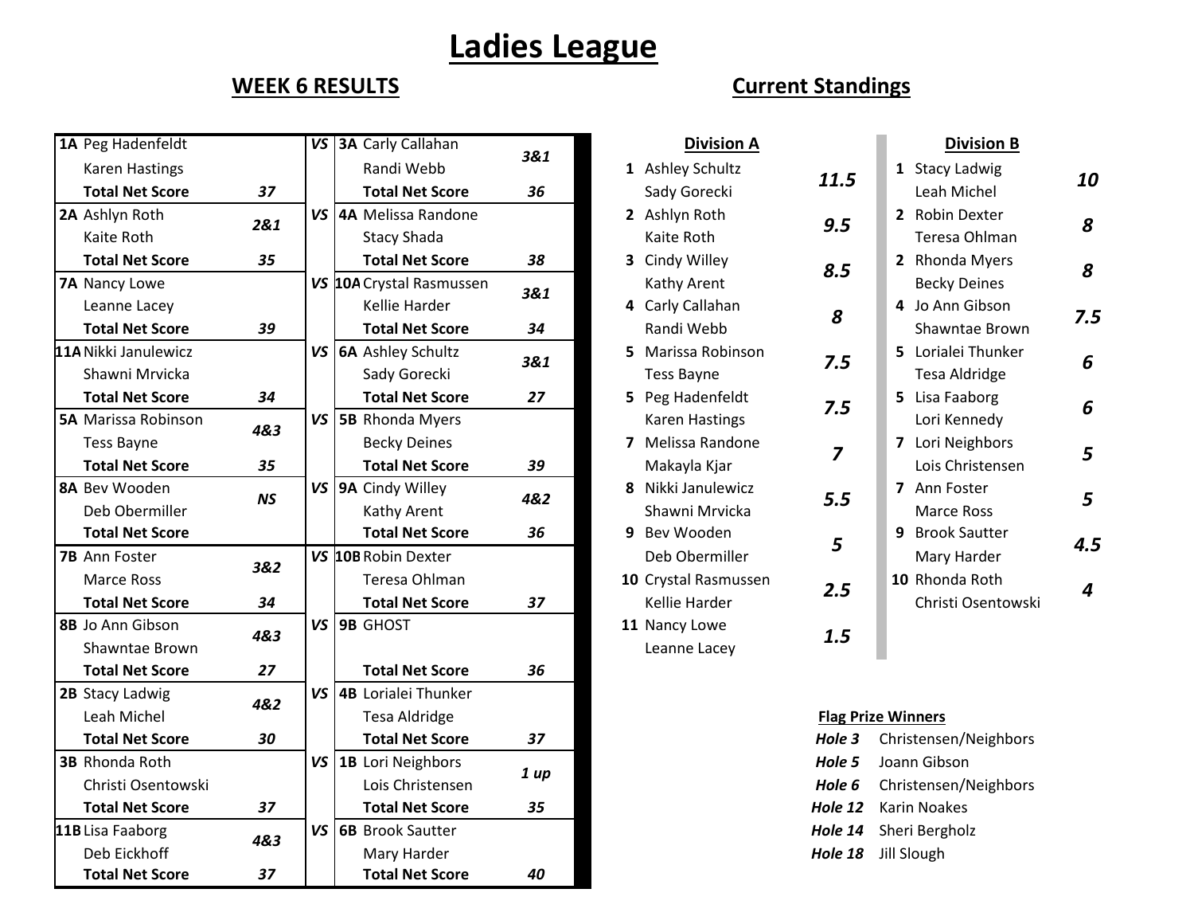# Ladies League

## WEEK 6 RESULTS

| Team | Players | Result | | Team | Players | Result |
|---|---|---|---|---|---|---|
| 1A | Peg Hadenfeldt / Karen Hastings | | VS | 3A | Carly Callahan / Randi Webb | 3&1 |
| | Total Net Score | 37 | | | Total Net Score | 36 |
| 2A | Ashlyn Roth / Kaite Roth | 2&1 | VS | 4A | Melissa Randone / Stacy Shada | |
| | Total Net Score | 35 | | | Total Net Score | 38 |
| 7A | Nancy Lowe / Leanne Lacey | | VS | 10A | Crystal Rasmussen / Kellie Harder | 3&1 |
| | Total Net Score | 39 | | | Total Net Score | 34 |
| 11A | Nikki Janulewicz / Shawni Mrvicka | | VS | 6A | Ashley Schultz / Sady Gorecki | 3&1 |
| | Total Net Score | 34 | | | Total Net Score | 27 |
| 5A | Marissa Robinson / Tess Bayne | 4&3 | VS | 5B | Rhonda Myers / Becky Deines | |
| | Total Net Score | 35 | | | Total Net Score | 39 |
| 8A | Bev Wooden / Deb Obermiller | NS | VS | 9A | Cindy Willey / Kathy Arent | 4&2 |
| | Total Net Score | | | | Total Net Score | 36 |
| 7B | Ann Foster / Marce Ross | 3&2 | VS | 10B | Robin Dexter / Teresa Ohlman | |
| | Total Net Score | 34 | | | Total Net Score | 37 |
| 8B | Jo Ann Gibson / Shawntae Brown | 4&3 | VS | 9B | GHOST | |
| | Total Net Score | 27 | | | Total Net Score | 36 |
| 2B | Stacy Ladwig / Leah Michel | 4&2 | VS | 4B | Lorialei Thunker / Tesa Aldridge | |
| | Total Net Score | 30 | | | Total Net Score | 37 |
| 3B | Rhonda Roth / Christi Osentowski | | VS | 1B | Lori Neighbors / Lois Christensen | 1 up |
| | Total Net Score | 37 | | | Total Net Score | 35 |
| 11B | Lisa Faaborg / Deb Eickhoff | 4&3 | VS | 6B | Brook Sautter / Mary Harder | |
| | Total Net Score | 37 | | | Total Net Score | 40 |

## Current Standings

### Division A

| Rank | Team | Points |
|---|---|---|
| 1 | Ashley Schultz / Sady Gorecki | 11.5 |
| 2 | Ashlyn Roth / Kaite Roth | 9.5 |
| 3 | Cindy Willey / Kathy Arent | 8.5 |
| 4 | Carly Callahan / Randi Webb | 8 |
| 5 | Marissa Robinson / Tess Bayne | 7.5 |
| 5 | Peg Hadenfeldt / Karen Hastings | 7.5 |
| 7 | Melissa Randone / Makayla Kjar | 7 |
| 8 | Nikki Janulewicz / Shawni Mrvicka | 5.5 |
| 9 | Bev Wooden / Deb Obermiller | 5 |
| 10 | Crystal Rasmussen / Kellie Harder | 2.5 |
| 11 | Nancy Lowe / Leanne Lacey | 1.5 |

### Division B

| Rank | Team | Points |
|---|---|---|
| 1 | Stacy Ladwig / Leah Michel | 10 |
| 2 | Robin Dexter / Teresa Ohlman | 8 |
| 2 | Rhonda Myers / Becky Deines | 8 |
| 4 | Jo Ann Gibson / Shawntae Brown | 7.5 |
| 5 | Lorialei Thunker / Tesa Aldridge | 6 |
| 5 | Lisa Faaborg / Lori Kennedy | 6 |
| 7 | Lori Neighbors / Lois Christensen | 5 |
| 7 | Ann Foster / Marce Ross | 5 |
| 9 | Brook Sautter / Mary Harder | 4.5 |
| 10 | Rhonda Roth / Christi Osentowski | 4 |

### Flag Prize Winners

| Hole | Winner |
|---|---|
| Hole 3 | Christensen/Neighbors |
| Hole 5 | Joann Gibson |
| Hole 6 | Christensen/Neighbors |
| Hole 12 | Karin Noakes |
| Hole 14 | Sheri Bergholz |
| Hole 18 | Jill Slough |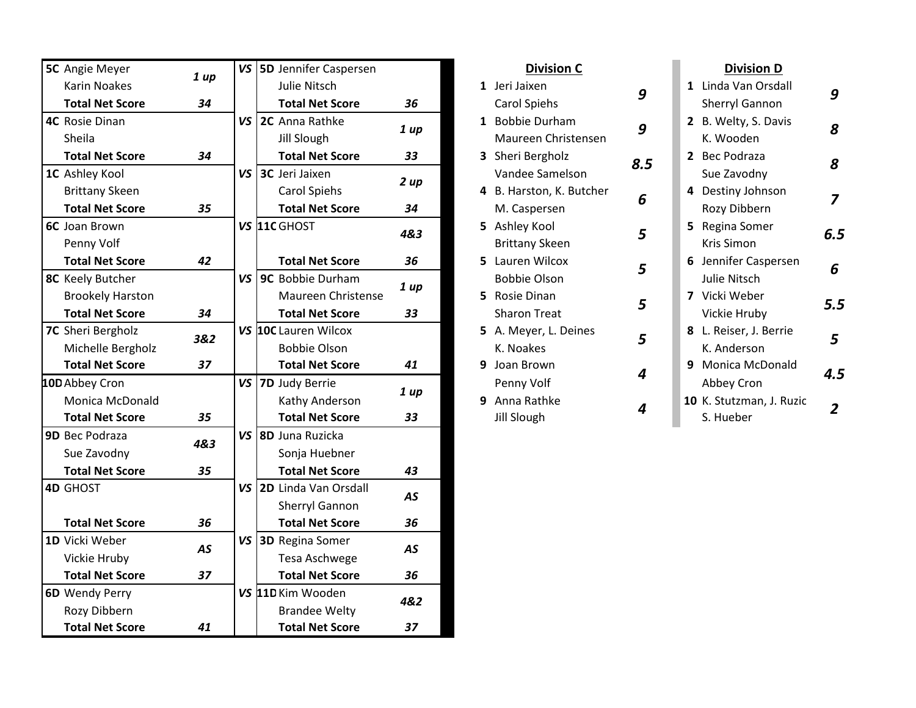| | | | | | | |
|---|---|---|---|---|---|---|
| **5C** | Angie Meyer / Karin Noakes | 1 up | VS | **5D** | Jennifer Caspersen / Julie Nitsch | |
| | **Total Net Score** | 34 | | | **Total Net Score** | 36 |
| **4C** | Rosie Dinan / Sheila | | VS | **2C** | Anna Rathke / Jill Slough | 1 up |
| | **Total Net Score** | 34 | | | **Total Net Score** | 33 |
| **1C** | Ashley Kool / Brittany Skeen | | VS | **3C** | Jeri Jaixen / Carol Spiehs | 2 up |
| | **Total Net Score** | 35 | | | **Total Net Score** | 34 |
| **6C** | Joan Brown / Penny Volf | | VS | **11C** | GHOST | 4&3 |
| | **Total Net Score** | 42 | | | **Total Net Score** | 36 |
| **8C** | Keely Butcher / Brookely Harston | | VS | **9C** | Bobbie Durham / Maureen Christense | 1 up |
| | **Total Net Score** | 34 | | | **Total Net Score** | 33 |
| **7C** | Sheri Bergholz / Michelle Bergholz | 3&2 | VS | **10C** | Lauren Wilcox / Bobbie Olson | |
| | **Total Net Score** | 37 | | | **Total Net Score** | 41 |
| **10D** | Abbey Cron / Monica McDonald | | VS | **7D** | Judy Berrie / Kathy Anderson | 1 up |
| | **Total Net Score** | 35 | | | **Total Net Score** | 33 |
| **9D** | Bec Podraza / Sue Zavodny | 4&3 | VS | **8D** | Juna Ruzicka / Sonja Huebner | |
| | **Total Net Score** | 35 | | | **Total Net Score** | 43 |
| **4D** | GHOST | | VS | **2D** | Linda Van Orsdall / Sherryl Gannon | AS |
| | **Total Net Score** | 36 | | | **Total Net Score** | 36 |
| **1D** | Vicki Weber / Vickie Hruby | AS | VS | **3D** | Regina Somer / Tesa Aschwege | AS |
| | **Total Net Score** | 37 | | | **Total Net Score** | 36 |
| **6D** | Wendy Perry / Rozy Dibbern | | VS | **11D** | Kim Wooden / Brandee Welty | 4&2 |
| | **Total Net Score** | 41 | | | **Total Net Score** | 37 |

## Division C

| | | |
|---|---|---|
| 1 | Jeri Jaixen / Carol Spiehs | 9 |
| 1 | Bobbie Durham / Maureen Christensen | 9 |
| 3 | Sheri Bergholz / Vandee Samelson | 8.5 |
| 4 | B. Harston, K. Butcher / M. Caspersen | 6 |
| 5 | Ashley Kool / Brittany Skeen | 5 |
| 5 | Lauren Wilcox / Bobbie Olson | 5 |
| 5 | Rosie Dinan / Sharon Treat | 5 |
| 5 | A. Meyer, L. Deines / K. Noakes | 5 |
| 9 | Joan Brown / Penny Volf | 4 |
| 9 | Anna Rathke / Jill Slough | 4 |

## Division D

| | | |
|---|---|---|
| 1 | Linda Van Orsdall / Sherryl Gannon | 9 |
| 2 | B. Welty, S. Davis / K. Wooden | 8 |
| 2 | Bec Podraza / Sue Zavodny | 8 |
| 4 | Destiny Johnson / Rozy Dibbern | 7 |
| 5 | Regina Somer / Kris Simon | 6.5 |
| 6 | Jennifer Caspersen / Julie Nitsch | 6 |
| 7 | Vicki Weber / Vickie Hruby | 5.5 |
| 8 | L. Reiser, J. Berrie / K. Anderson | 5 |
| 9 | Monica McDonald / Abbey Cron | 4.5 |
| 10 | K. Stutzman, J. Ruzic / S. Hueber | 2 |